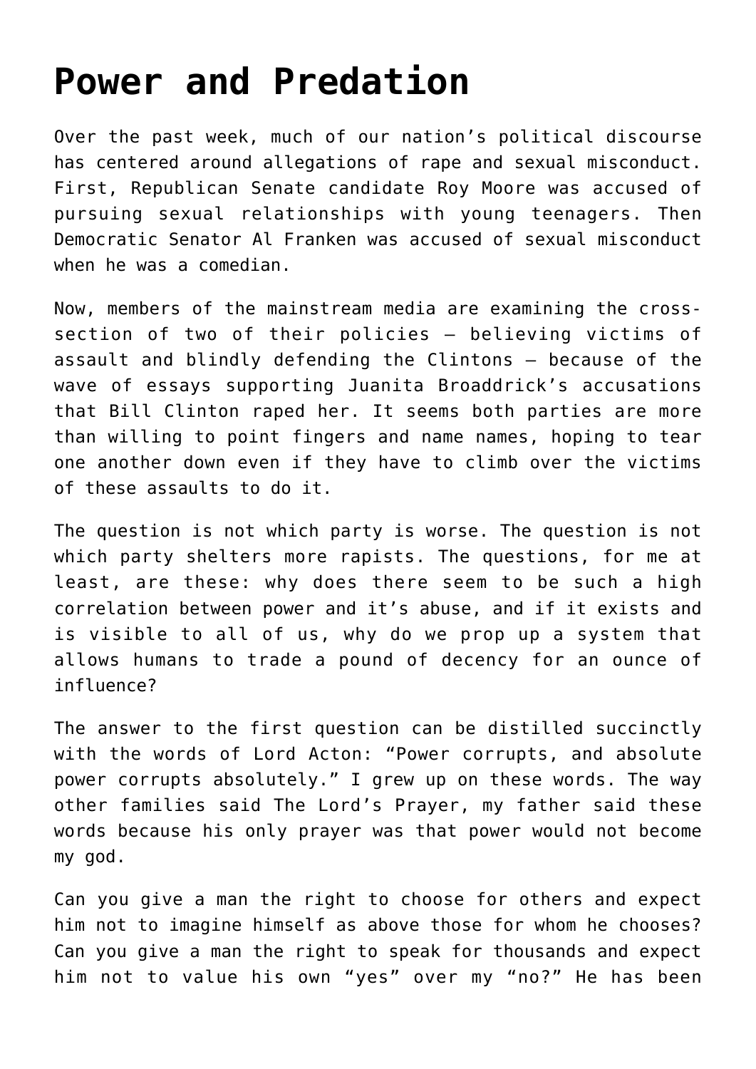# Power and Predation

Over the past week, much of our nation's political discourse has centered around allegations of rape and sexual misconduct. First, Republican Senate candidate Roy Moore was accused of pursuing sexual relationships with young teenagers. Then Democratic Senator Al Franken was accused of sexual misconduct when he was a comedian.

Now, members of the mainstream media are examining the cross-section of two of their policies — believing victims of assault and blindly defending the Clintons — because of the wave of essays supporting Juanita Broaddrick's accusations that Bill Clinton raped her. It seems both parties are more than willing to point fingers and name names, hoping to tear one another down even if they have to climb over the victims of these assaults to do it.

The question is not which party is worse. The question is not which party shelters more rapists. The questions, for me at least, are these: why does there seem to be such a high correlation between power and it's abuse, and if it exists and is visible to all of us, why do we prop up a system that allows humans to trade a pound of decency for an ounce of influence?

The answer to the first question can be distilled succinctly with the words of Lord Acton: "Power corrupts, and absolute power corrupts absolutely." I grew up on these words. The way other families said The Lord's Prayer, my father said these words because his only prayer was that power would not become my god.

Can you give a man the right to choose for others and expect him not to imagine himself as above those for whom he chooses? Can you give a man the right to speak for thousands and expect him not to value his own "yes" over my "no?" He has been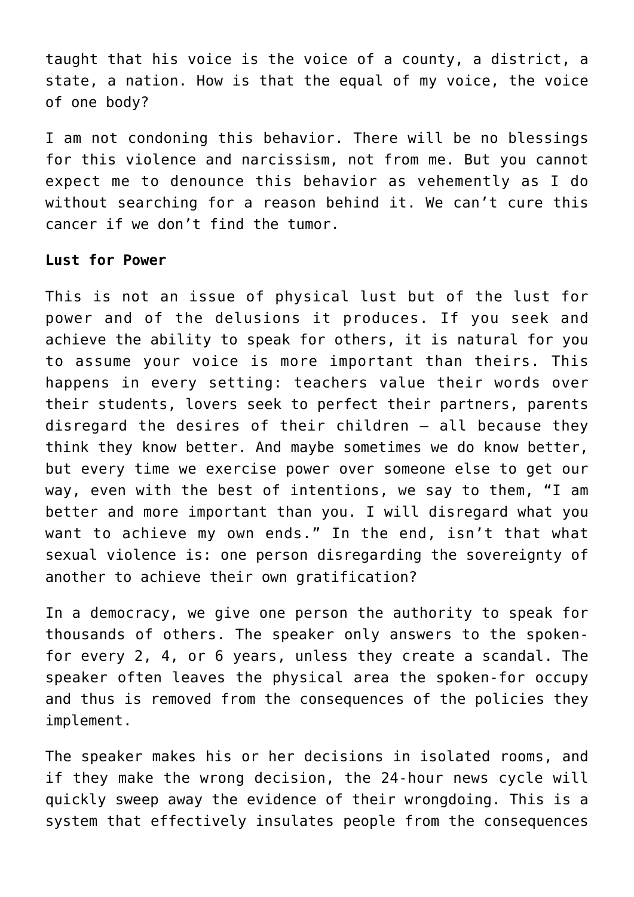taught that his voice is the voice of a county, a district, a state, a nation. How is that the equal of my voice, the voice of one body?

I am not condoning this behavior. There will be no blessings for this violence and narcissism, not from me. But you cannot expect me to denounce this behavior as vehemently as I do without searching for a reason behind it. We can't cure this cancer if we don't find the tumor.

**Lust for Power**

This is not an issue of physical lust but of the lust for power and of the delusions it produces. If you seek and achieve the ability to speak for others, it is natural for you to assume your voice is more important than theirs. This happens in every setting: teachers value their words over their students, lovers seek to perfect their partners, parents disregard the desires of their children – all because they think they know better. And maybe sometimes we do know better, but every time we exercise power over someone else to get our way, even with the best of intentions, we say to them, "I am better and more important than you. I will disregard what you want to achieve my own ends." In the end, isn't that what sexual violence is: one person disregarding the sovereignty of another to achieve their own gratification?

In a democracy, we give one person the authority to speak for thousands of others. The speaker only answers to the spoken-for every 2, 4, or 6 years, unless they create a scandal. The speaker often leaves the physical area the spoken-for occupy and thus is removed from the consequences of the policies they implement.

The speaker makes his or her decisions in isolated rooms, and if they make the wrong decision, the 24-hour news cycle will quickly sweep away the evidence of their wrongdoing. This is a system that effectively insulates people from the consequences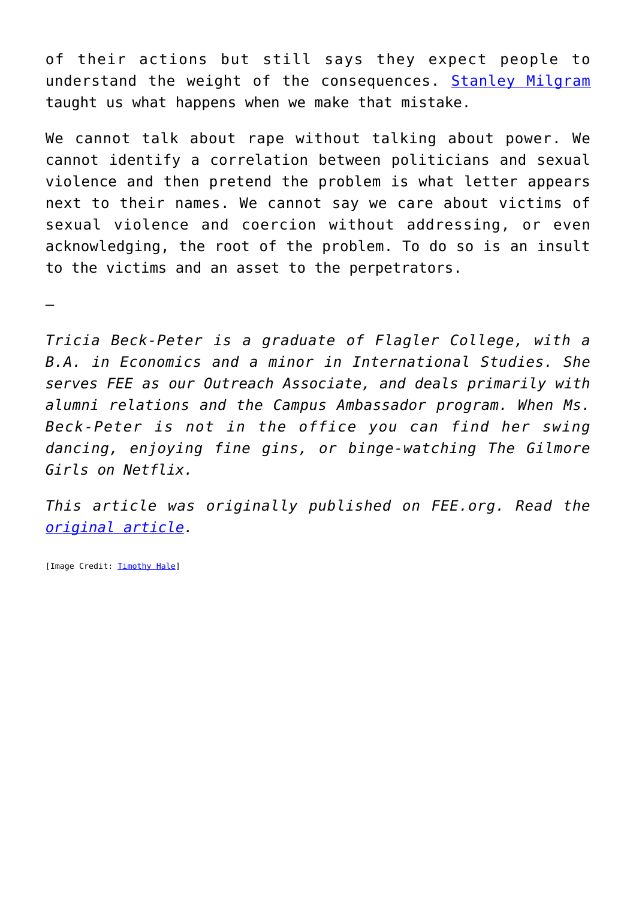of their actions but still says they expect people to understand the weight of the consequences. [Stanley Milgram](#) taught us what happens when we make that mistake.

We cannot talk about rape without talking about power. We cannot identify a correlation between politicians and sexual violence and then pretend the problem is what letter appears next to their names. We cannot say we care about victims of sexual violence and coercion without addressing, or even acknowledging, the root of the problem. To do so is an insult to the victims and an asset to the perpetrators.

—

*Tricia Beck-Peter is a graduate of Flagler College, with a B.A. in Economics and a minor in International Studies. She serves FEE as our Outreach Associate, and deals primarily with alumni relations and the Campus Ambassador program. When Ms. Beck-Peter is not in the office you can find her swing dancing, enjoying fine gins, or binge-watching The Gilmore Girls on Netflix.*

*This article was originally published on FEE.org. Read the [original article](#).*

[Image Credit: Timothy Hale]